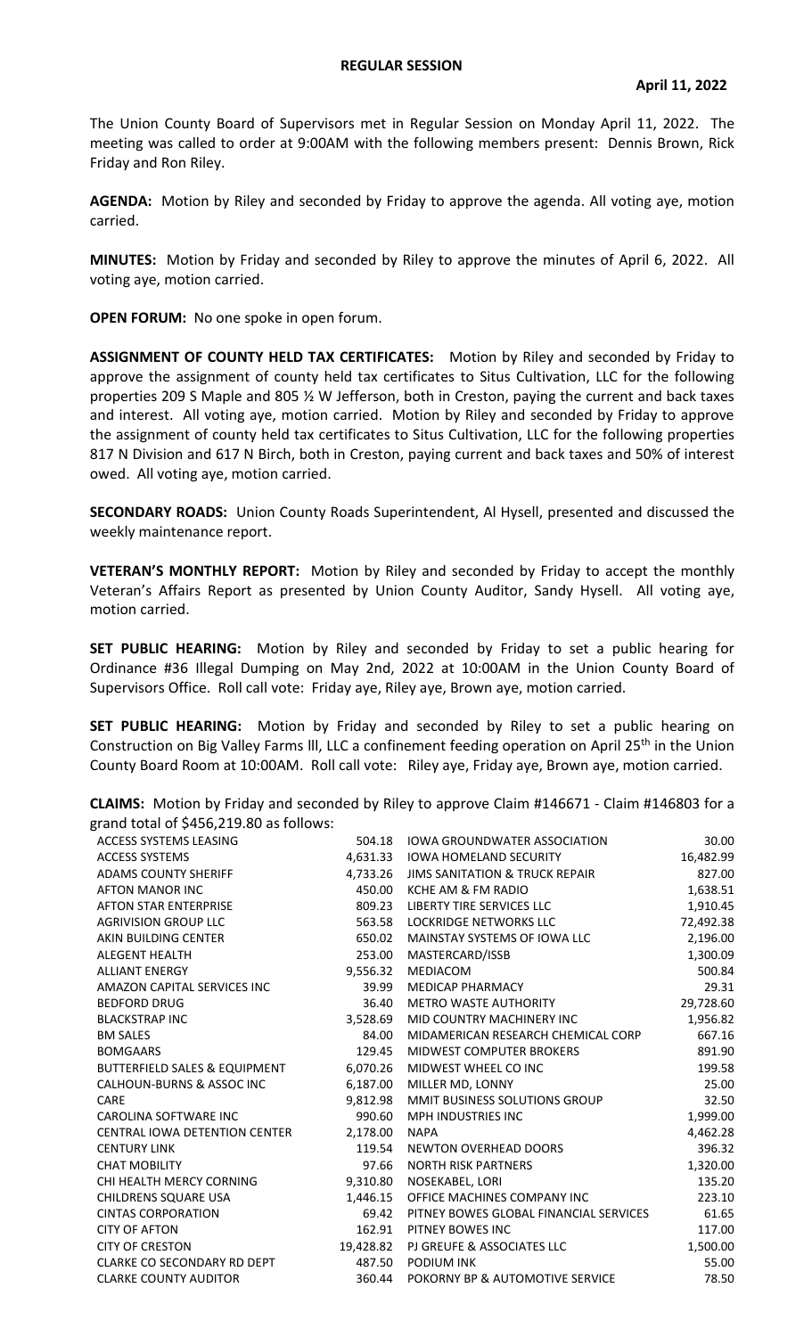# REGULAR SESSION

**April 11, 2022**

The Union County Board of Supervisors met in Regular Session on Monday April 11, 2022. The meeting was called to order at 9:00AM with the following members present: Dennis Brown, Rick Friday and Ron Riley.

**AGENDA:** Motion by Riley and seconded by Friday to approve the agenda. All voting aye, motion carried.

**MINUTES:** Motion by Friday and seconded by Riley to approve the minutes of April 6, 2022. All voting aye, motion carried.

**OPEN FORUM:** No one spoke in open forum.

**ASSIGNMENT OF COUNTY HELD TAX CERTIFICATES:** Motion by Riley and seconded by Friday to approve the assignment of county held tax certificates to Situs Cultivation, LLC for the following properties 209 S Maple and 805 ½ W Jefferson, both in Creston, paying the current and back taxes and interest. All voting aye, motion carried. Motion by Riley and seconded by Friday to approve the assignment of county held tax certificates to Situs Cultivation, LLC for the following properties 817 N Division and 617 N Birch, both in Creston, paying current and back taxes and 50% of interest owed. All voting aye, motion carried.

**SECONDARY ROADS:** Union County Roads Superintendent, Al Hysell, presented and discussed the weekly maintenance report.

**VETERAN'S MONTHLY REPORT:** Motion by Riley and seconded by Friday to accept the monthly Veteran's Affairs Report as presented by Union County Auditor, Sandy Hysell. All voting aye, motion carried.

**SET PUBLIC HEARING:** Motion by Riley and seconded by Friday to set a public hearing for Ordinance #36 Illegal Dumping on May 2nd, 2022 at 10:00AM in the Union County Board of Supervisors Office. Roll call vote: Friday aye, Riley aye, Brown aye, motion carried.

**SET PUBLIC HEARING:** Motion by Friday and seconded by Riley to set a public hearing on Construction on Big Valley Farms lll, LLC a confinement feeding operation on April 25th in the Union County Board Room at 10:00AM. Roll call vote: Riley aye, Friday aye, Brown aye, motion carried.

**CLAIMS:** Motion by Friday and seconded by Riley to approve Claim #146671 - Claim #146803 for a grand total of $456,219.80 as follows:

| | | | |
|---|---|---|---|
| ACCESS SYSTEMS LEASING | 504.18 | IOWA GROUNDWATER ASSOCIATION | 30.00 |
| ACCESS SYSTEMS | 4,631.33 | IOWA HOMELAND SECURITY | 16,482.99 |
| ADAMS COUNTY SHERIFF | 4,733.26 | JIMS SANITATION & TRUCK REPAIR | 827.00 |
| AFTON MANOR INC | 450.00 | KCHE AM & FM RADIO | 1,638.51 |
| AFTON STAR ENTERPRISE | 809.23 | LIBERTY TIRE SERVICES LLC | 1,910.45 |
| AGRIVISION GROUP LLC | 563.58 | LOCKRIDGE NETWORKS LLC | 72,492.38 |
| AKIN BUILDING CENTER | 650.02 | MAINSTAY SYSTEMS OF IOWA LLC | 2,196.00 |
| ALEGENT HEALTH | 253.00 | MASTERCARD/ISSB | 1,300.09 |
| ALLIANT ENERGY | 9,556.32 | MEDIACOM | 500.84 |
| AMAZON CAPITAL SERVICES INC | 39.99 | MEDICAP PHARMACY | 29.31 |
| BEDFORD DRUG | 36.40 | METRO WASTE AUTHORITY | 29,728.60 |
| BLACKSTRAP INC | 3,528.69 | MID COUNTRY MACHINERY INC | 1,956.82 |
| BM SALES | 84.00 | MIDAMERICAN RESEARCH CHEMICAL CORP | 667.16 |
| BOMGAARS | 129.45 | MIDWEST COMPUTER BROKERS | 891.90 |
| BUTTERFIELD SALES & EQUIPMENT | 6,070.26 | MIDWEST WHEEL CO INC | 199.58 |
| CALHOUN-BURNS & ASSOC INC | 6,187.00 | MILLER MD, LONNY | 25.00 |
| CARE | 9,812.98 | MMIT BUSINESS SOLUTIONS GROUP | 32.50 |
| CAROLINA SOFTWARE INC | 990.60 | MPH INDUSTRIES INC | 1,999.00 |
| CENTRAL IOWA DETENTION CENTER | 2,178.00 | NAPA | 4,462.28 |
| CENTURY LINK | 119.54 | NEWTON OVERHEAD DOORS | 396.32 |
| CHAT MOBILITY | 97.66 | NORTH RISK PARTNERS | 1,320.00 |
| CHI HEALTH MERCY CORNING | 9,310.80 | NOSEKABEL, LORI | 135.20 |
| CHILDRENS SQUARE USA | 1,446.15 | OFFICE MACHINES COMPANY INC | 223.10 |
| CINTAS CORPORATION | 69.42 | PITNEY BOWES GLOBAL FINANCIAL SERVICES | 61.65 |
| CITY OF AFTON | 162.91 | PITNEY BOWES INC | 117.00 |
| CITY OF CRESTON | 19,428.82 | PJ GREUFE & ASSOCIATES LLC | 1,500.00 |
| CLARKE CO SECONDARY RD DEPT | 487.50 | PODIUM INK | 55.00 |
| CLARKE COUNTY AUDITOR | 360.44 | POKORNY BP & AUTOMOTIVE SERVICE | 78.50 |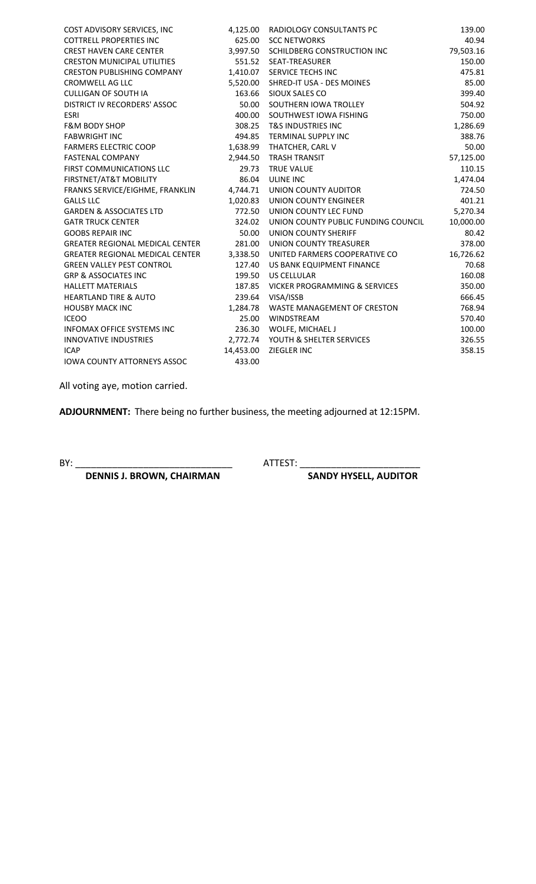| | | | |
|---|---|---|---|
| COST ADVISORY SERVICES, INC | 4,125.00 | RADIOLOGY CONSULTANTS PC | 139.00 |
| COTTRELL PROPERTIES INC | 625.00 | SCC NETWORKS | 40.94 |
| CREST HAVEN CARE CENTER | 3,997.50 | SCHILDBERG CONSTRUCTION INC | 79,503.16 |
| CRESTON MUNICIPAL UTILITIES | 551.52 | SEAT-TREASURER | 150.00 |
| CRESTON PUBLISHING COMPANY | 1,410.07 | SERVICE TECHS INC | 475.81 |
| CROMWELL AG LLC | 5,520.00 | SHRED-IT USA - DES MOINES | 85.00 |
| CULLIGAN OF SOUTH IA | 163.66 | SIOUX SALES CO | 399.40 |
| DISTRICT IV RECORDERS' ASSOC | 50.00 | SOUTHERN IOWA TROLLEY | 504.92 |
| ESRI | 400.00 | SOUTHWEST IOWA FISHING | 750.00 |
| F&M BODY SHOP | 308.25 | T&S INDUSTRIES INC | 1,286.69 |
| FABWRIGHT INC | 494.85 | TERMINAL SUPPLY INC | 388.76 |
| FARMERS ELECTRIC COOP | 1,638.99 | THATCHER, CARL V | 50.00 |
| FASTENAL COMPANY | 2,944.50 | TRASH TRANSIT | 57,125.00 |
| FIRST COMMUNICATIONS LLC | 29.73 | TRUE VALUE | 110.15 |
| FIRSTNET/AT&T MOBILITY | 86.04 | ULINE INC | 1,474.04 |
| FRANKS SERVICE/EIGHME, FRANKLIN | 4,744.71 | UNION COUNTY AUDITOR | 724.50 |
| GALLS LLC | 1,020.83 | UNION COUNTY ENGINEER | 401.21 |
| GARDEN & ASSOCIATES LTD | 772.50 | UNION COUNTY LEC FUND | 5,270.34 |
| GATR TRUCK CENTER | 324.02 | UNION COUNTY PUBLIC FUNDING COUNCIL | 10,000.00 |
| GOOBS REPAIR INC | 50.00 | UNION COUNTY SHERIFF | 80.42 |
| GREATER REGIONAL MEDICAL CENTER | 281.00 | UNION COUNTY TREASURER | 378.00 |
| GREATER REGIONAL MEDICAL CENTER | 3,338.50 | UNITED FARMERS COOPERATIVE CO | 16,726.62 |
| GREEN VALLEY PEST CONTROL | 127.40 | US BANK EQUIPMENT FINANCE | 70.68 |
| GRP & ASSOCIATES INC | 199.50 | US CELLULAR | 160.08 |
| HALLETT MATERIALS | 187.85 | VICKER PROGRAMMING & SERVICES | 350.00 |
| HEARTLAND TIRE & AUTO | 239.64 | VISA/ISSB | 666.45 |
| HOUSBY MACK INC | 1,284.78 | WASTE MANAGEMENT OF CRESTON | 768.94 |
| ICEOO | 25.00 | WINDSTREAM | 570.40 |
| INFOMAX OFFICE SYSTEMS INC | 236.30 | WOLFE, MICHAEL J | 100.00 |
| INNOVATIVE INDUSTRIES | 2,772.74 | YOUTH & SHELTER SERVICES | 326.55 |
| ICAP | 14,453.00 | ZIEGLER INC | 358.15 |
| IOWA COUNTY ATTORNEYS ASSOC | 433.00 | | |

All voting aye, motion carried.

**ADJOURNMENT:** There being no further business, the meeting adjourned at 12:15PM.

BY: ______________________________ ATTEST: ______________________

**DENNIS J. BROWN, CHAIRMAN** **SANDY HYSELL, AUDITOR**